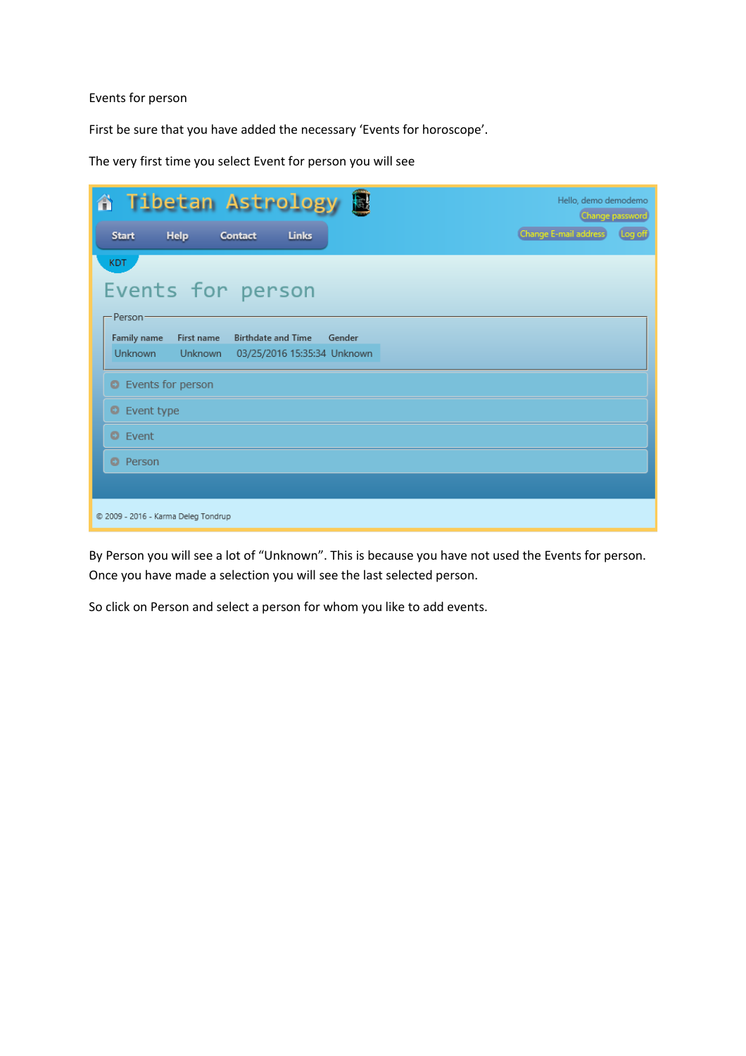Events for person

First be sure that you have added the necessary 'Events for horoscope'.

The very first time you select Event for person you will see

Tibetan Astrology

Hello, demo demodemo

Change password

Change E-mail address

Log off

Start Help Contact Links

KDT

Events for person

Person

| Family name | First name | Birthdate and Time | Gender |
|---|---|---|---|
| Unknown | Unknown | 03/25/2016 15:35:34 | Unknown |

Events for person

Event type

Event

Person

© 2009 - 2016 - Karma Deleg Tondrup

By Person you will see a lot of "Unknown". This is because you have not used the Events for person. Once you have made a selection you will see the last selected person.

So click on Person and select a person for whom you like to add events.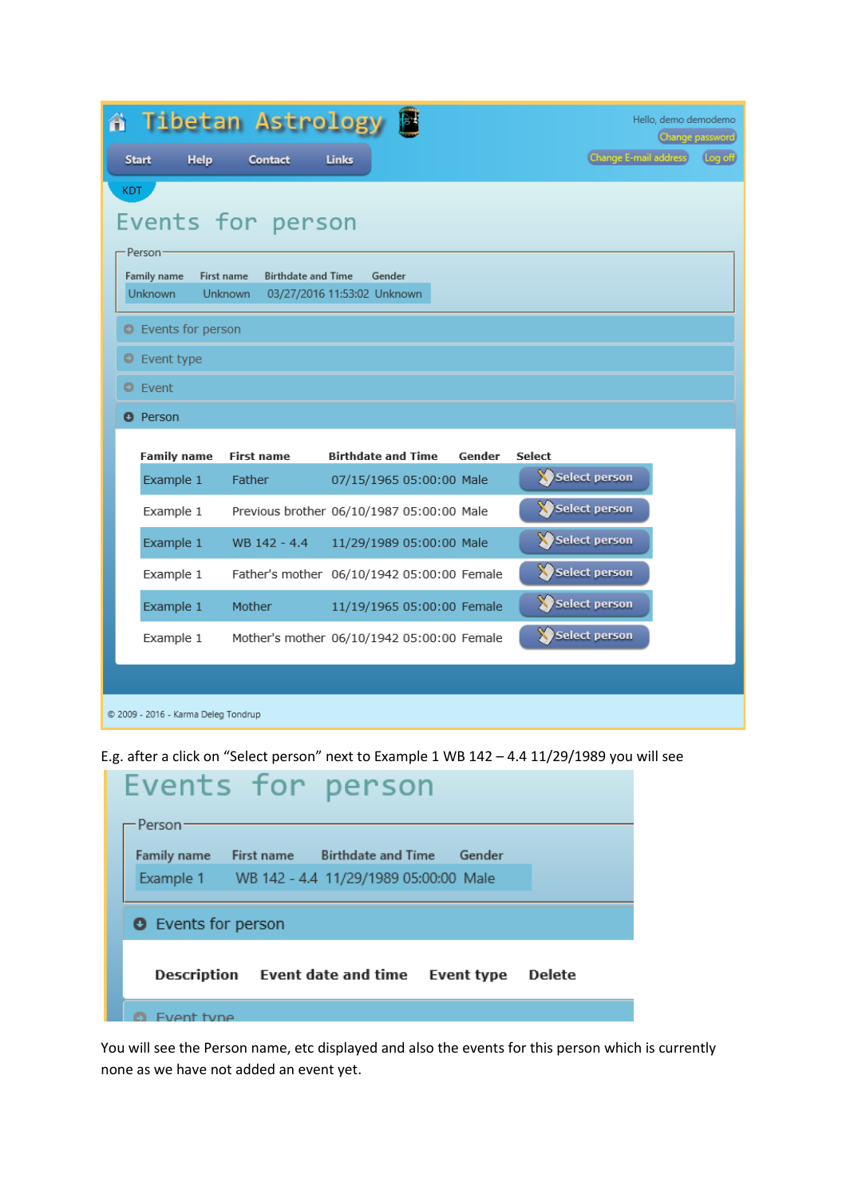Tibetan Astrology

Start | Help | Contact | Links

Hello, demo demodemo
Change password
Change E-mail address
Log off

KDT

# Events for person

Person

| Family name | First name | Birthdate and Time | Gender |
|---|---|---|---|
| Unknown | Unknown | 03/27/2016 11:53:02 | Unknown |

Events for person

Event type

Event

Person

| Family name | First name | Birthdate and Time | Gender | Select |
|---|---|---|---|---|
| Example 1 | Father | 07/15/1965 05:00:00 | Male | Select person |
| Example 1 | Previous brother | 06/10/1987 05:00:00 | Male | Select person |
| Example 1 | WB 142 - 4.4 | 11/29/1989 05:00:00 | Male | Select person |
| Example 1 | Father's mother | 06/10/1942 05:00:00 | Female | Select person |
| Example 1 | Mother | 11/19/1965 05:00:00 | Female | Select person |
| Example 1 | Mother's mother | 06/10/1942 05:00:00 | Female | Select person |

© 2009 - 2016 - Karma Deleg Tondrup

E.g. after a click on "Select person" next to Example 1 WB 142 – 4.4 11/29/1989 you will see

# Events for person

Person

| Family name | First name | Birthdate and Time | Gender |
|---|---|---|---|
| Example 1 | WB 142 - 4.4 | 11/29/1989 05:00:00 | Male |

Events for person

| Description | Event date and time | Event type | Delete |
|---|---|---|---|

Event type

You will see the Person name, etc displayed and also the events for this person which is currently none as we have not added an event yet.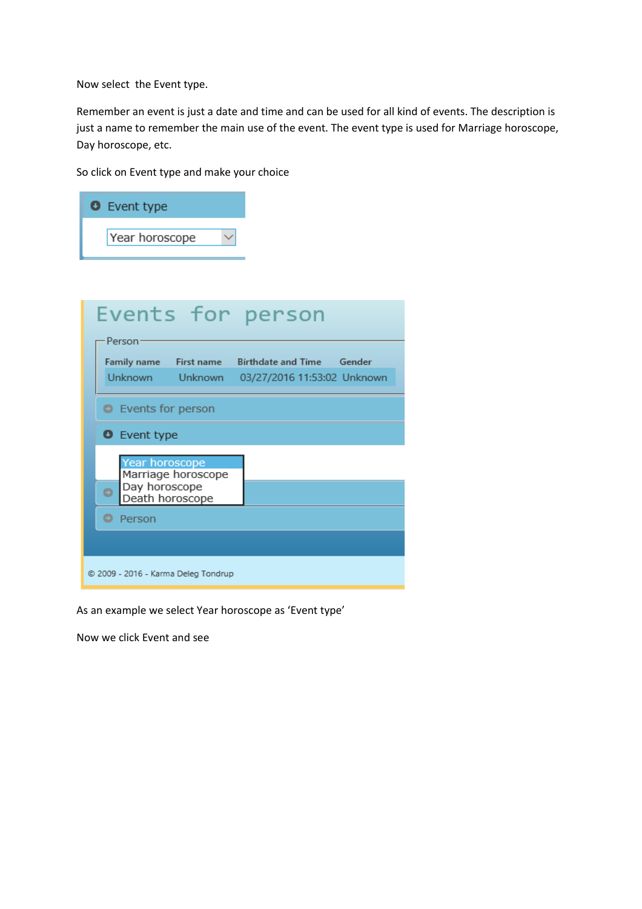Now select the Event type.

Remember an event is just a date and time and can be used for all kind of events. The description is just a name to remember the main use of the event. The event type is used for Marriage horoscope, Day horoscope, etc.

So click on Event type and make your choice

Event type

Year horoscope

Events for person

Person

| Family name | First name | Birthdate and Time | Gender |
|---|---|---|---|
| Unknown | Unknown | 03/27/2016 11:53:02 | Unknown |

Events for person

Event type

Year horoscope
Marriage horoscope
Day horoscope
Death horoscope

Person

© 2009 - 2016 - Karma Deleg Tondrup

As an example we select Year horoscope as 'Event type'

Now we click Event and see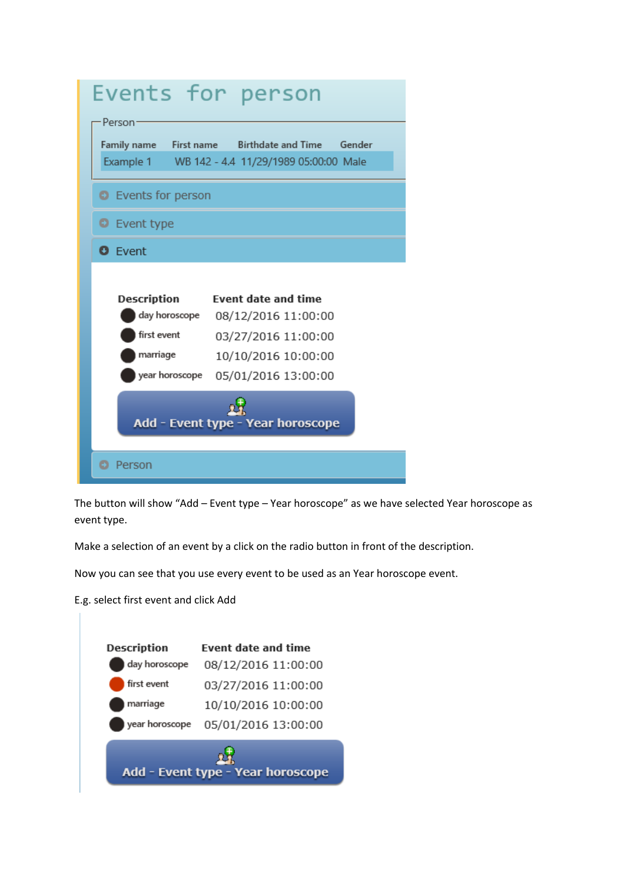# Events for person

Person

| Family name | First name | Birthdate and Time | Gender |
|---|---|---|---|
| Example 1 | WB 142 - 4.4 | 11/29/1989 05:00:00 | Male |

Events for person

Event type

Event

| Description | Event date and time |
|---|---|
| day horoscope | 08/12/2016 11:00:00 |
| first event | 03/27/2016 11:00:00 |
| marriage | 10/10/2016 10:00:00 |
| year horoscope | 05/01/2016 13:00:00 |

Add - Event type - Year horoscope

Person

The button will show “Add – Event type – Year horoscope” as we have selected Year horoscope as event type.

Make a selection of an event by a click on the radio button in front of the description.

Now you can see that you use every event to be used as an Year horoscope event.

E.g. select first event and click Add

| Description | Event date and time |
|---|---|
| day horoscope | 08/12/2016 11:00:00 |
| first event | 03/27/2016 11:00:00 |
| marriage | 10/10/2016 10:00:00 |
| year horoscope | 05/01/2016 13:00:00 |

Add - Event type - Year horoscope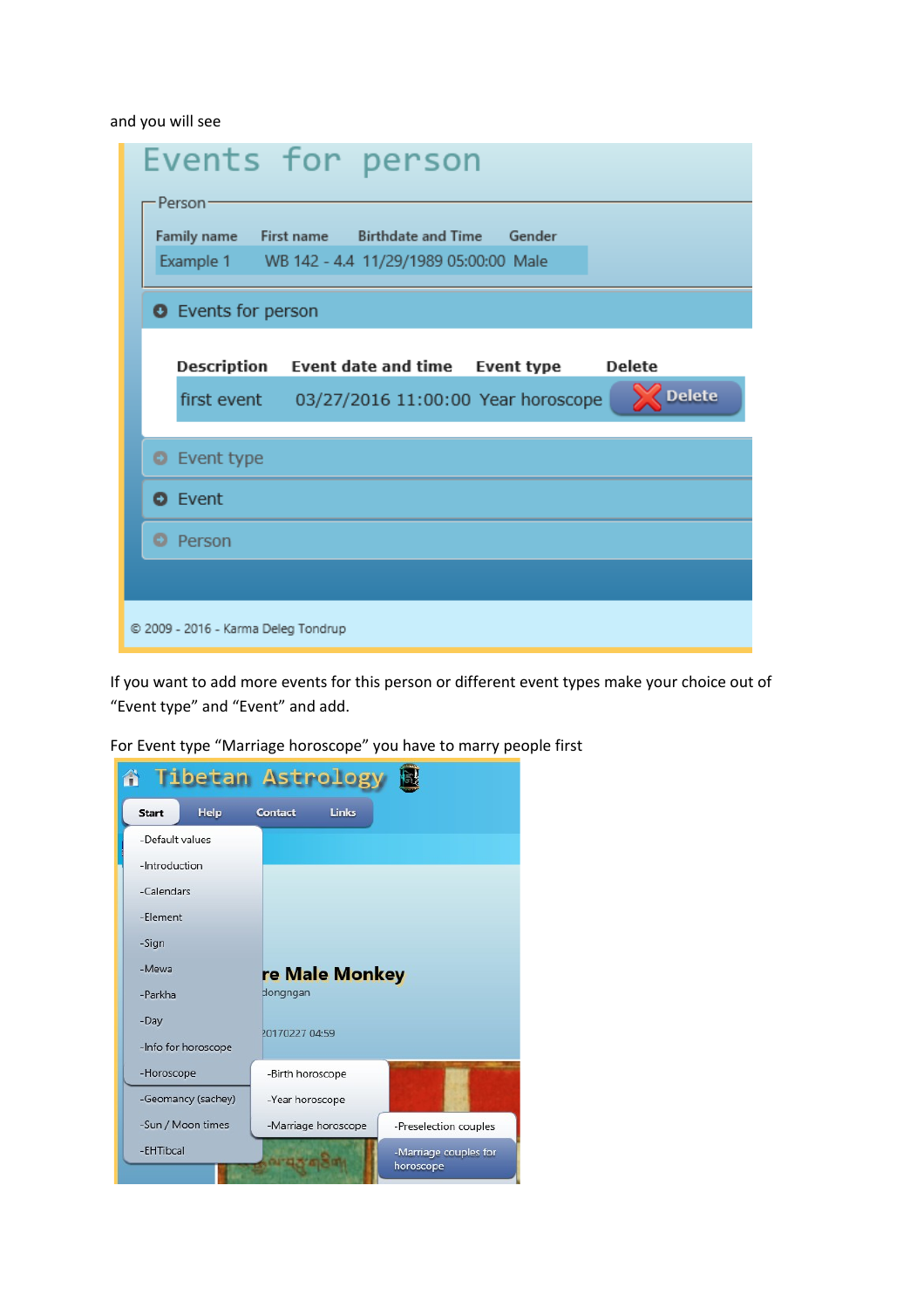and you will see

Events for person

Person

| Family name | First name | Birthdate and Time | Gender |
| --- | --- | --- | --- |
| Example 1 | WB 142 - 4.4 | 11/29/1989 05:00:00 | Male |

Events for person

| Description | Event date and time | Event type | Delete |
| --- | --- | --- | --- |
| first event | 03/27/2016 11:00:00 | Year horoscope | Delete |

Event type

Event

Person

© 2009 - 2016 - Karma Deleg Tondrup

If you want to add more events for this person or different event types make your choice out of "Event type" and "Event" and add.

For Event type "Marriage horoscope" you have to marry people first

Tibetan Astrology

Start Help Contact Links

-Default values
-Introduction
-Calendars
-Element
-Sign
-Mewa
-Parkha
-Day
-Info for horoscope
-Horoscope
-Geomancy (sachey)
-Sun / Moon times
-EHTibcal

-Birth horoscope
-Year horoscope
-Marriage horoscope

-Preselection couples
-Marriage couples for horoscope

re Male Monkey
dongngan
20170227 04:59